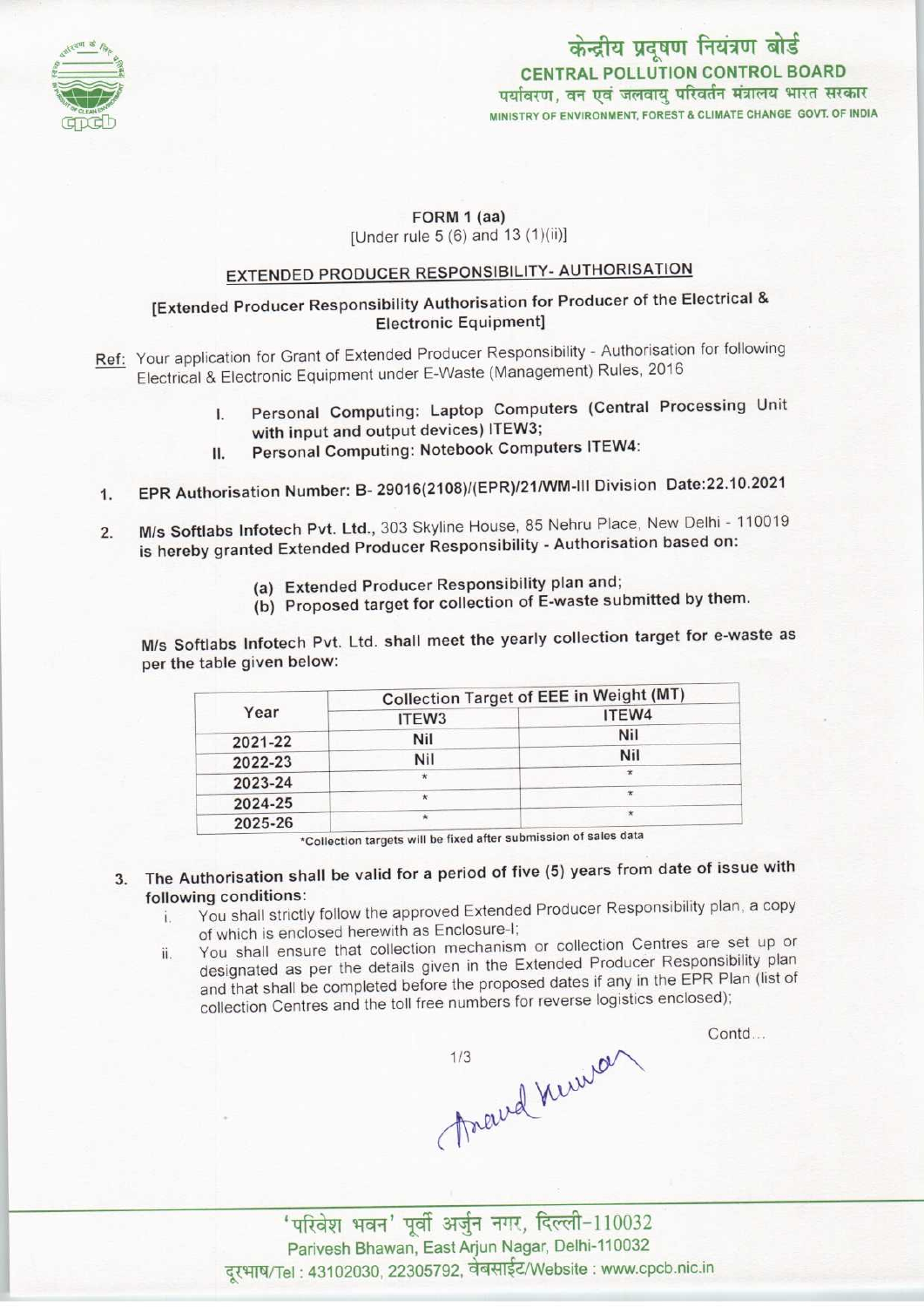केन्द्रीय प्रदूषण नियंत्रण बोर्ड
**CENTRAL POLLUTION CONTROL BOARD**
पर्यावरण, वन एवं जलवायु परिवर्तन मंत्रालय भारत सरकार
MINISTRY OF ENVIRONMENT, FOREST & CLIMATE CHANGE GOVT. OF INDIA

**FORM 1 (aa)**
[Under rule 5 (6) and 13 (1)(ii)]

## EXTENDED PRODUCER RESPONSIBILITY- AUTHORISATION

**[Extended Producer Responsibility Authorisation for Producer of the Electrical & Electronic Equipment]**

Ref: Your application for Grant of Extended Producer Responsibility - Authorisation for following Electrical & Electronic Equipment under E-Waste (Management) Rules, 2016

I. Personal Computing: Laptop Computers (Central Processing Unit with input and output devices) ITEW3;
II. Personal Computing: Notebook Computers ITEW4:

1. EPR Authorisation Number: B- 29016(2108)/(EPR)/21/WM-III Division Date:22.10.2021

2. M/s Softlabs Infotech Pvt. Ltd., 303 Skyline House, 85 Nehru Place, New Delhi - 110019 is hereby granted Extended Producer Responsibility - Authorisation based on:

   (a) Extended Producer Responsibility plan and;
   (b) Proposed target for collection of E-waste submitted by them.

M/s Softlabs Infotech Pvt. Ltd. shall meet the yearly collection target for e-waste as per the table given below:

| Year | Collection Target of EEE in Weight (MT) | |
|---|---|---|
| | ITEW3 | ITEW4 |
| 2021-22 | Nil | Nil |
| 2022-23 | Nil | Nil |
| 2023-24 | * | * |
| 2024-25 | * | * |
| 2025-26 | * | * |

*Collection targets will be fixed after submission of sales data

3. The Authorisation shall be valid for a period of five (5) years from date of issue with following conditions:
   i. You shall strictly follow the approved Extended Producer Responsibility plan, a copy of which is enclosed herewith as Enclosure-I;
   ii. You shall ensure that collection mechanism or collection Centres are set up or designated as per the details given in the Extended Producer Responsibility plan and that shall be completed before the proposed dates if any in the EPR Plan (list of collection Centres and the toll free numbers for reverse logistics enclosed);

Contd...

'परिवेश भवन' पूर्वी अर्जुन नगर, दिल्ली-110032
Parivesh Bhawan, East Arjun Nagar, Delhi-110032
दूरभाष/Tel : 43102030, 22305792, वेबसाईट/Website : www.cpcb.nic.in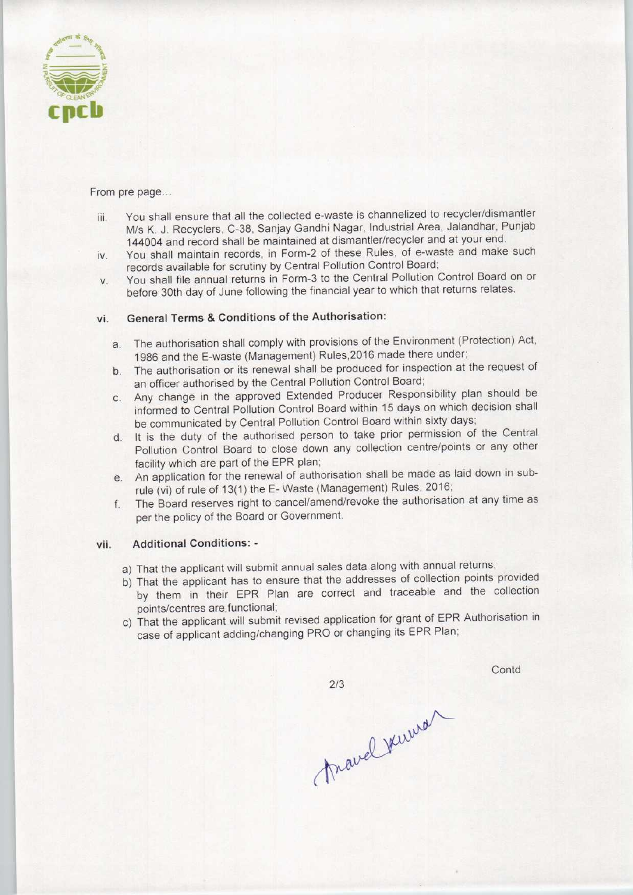From pre page...

iii. You shall ensure that all the collected e-waste is channelized to recycler/dismantler M/s K. J. Recyclers, C-38, Sanjay Gandhi Nagar, Industrial Area, Jalandhar, Punjab 144004 and record shall be maintained at dismantler/recycler and at your end.

iv. You shall maintain records, in Form-2 of these Rules, of e-waste and make such records available for scrutiny by Central Pollution Control Board;

v. You shall file annual returns in Form-3 to the Central Pollution Control Board on or before 30th day of June following the financial year to which that returns relates.

vi. **General Terms & Conditions of the Authorisation:**

a. The authorisation shall comply with provisions of the Environment (Protection) Act, 1986 and the E-waste (Management) Rules,2016 made there under;

b. The authorisation or its renewal shall be produced for inspection at the request of an officer authorised by the Central Pollution Control Board;

c. Any change in the approved Extended Producer Responsibility plan should be informed to Central Pollution Control Board within 15 days on which decision shall be communicated by Central Pollution Control Board within sixty days;

d. It is the duty of the authorised person to take prior permission of the Central Pollution Control Board to close down any collection centre/points or any other facility which are part of the EPR plan;

e. An application for the renewal of authorisation shall be made as laid down in sub-rule (vi) of rule of 13(1) the E- Waste (Management) Rules, 2016;

f. The Board reserves right to cancel/amend/revoke the authorisation at any time as per the policy of the Board or Government.

vii. **Additional Conditions: -**

a) That the applicant will submit annual sales data along with annual returns;

b) That the applicant has to ensure that the addresses of collection points provided by them in their EPR Plan are correct and traceable and the collection points/centres are functional;

c) That the applicant will submit revised application for grant of EPR Authorisation in case of applicant adding/changing PRO or changing its EPR Plan;

Contd

Anand Kumar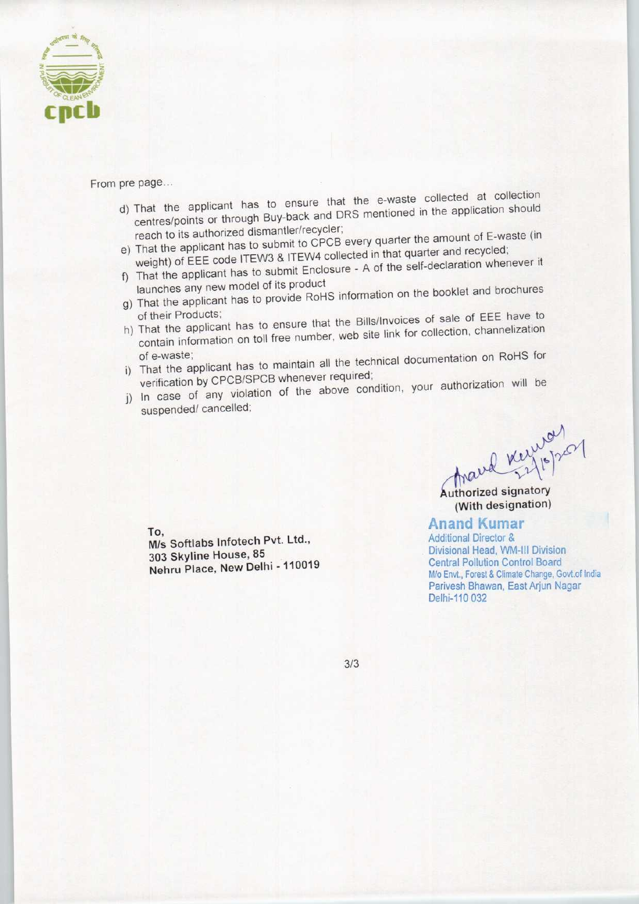From pre page...

d) That the applicant has to ensure that the e-waste collected at collection centres/points or through Buy-back and DRS mentioned in the application should reach to its authorized dismantler/recycler;
e) That the applicant has to submit to CPCB every quarter the amount of E-waste (in weight) of EEE code ITEW3 & ITEW4 collected in that quarter and recycled;
f) That the applicant has to submit Enclosure - A of the self-declaration whenever it launches any new model of its product
g) That the applicant has to provide RoHS information on the booklet and brochures of their Products;
h) That the applicant has to ensure that the Bills/Invoices of sale of EEE have to contain information on toll free number, web site link for collection, channelization of e-waste;
i) That the applicant has to maintain all the technical documentation on RoHS for verification by CPCB/SPCB whenever required;
j) In case of any violation of the above condition, your authorization will be suspended/ cancelled;

Authorized signatory
(With designation)

**Anand Kumar**
Additional Director &
Divisional Head, WM-III Division
Central Pollution Control Board
M/o Envt., Forest & Climate Change, Govt.of India
Parivesh Bhawan, East Arjun Nagar
Delhi-110 032

To,
M/s Softlabs Infotech Pvt. Ltd.,
303 Skyline House, 85
Nehru Place, New Delhi - 110019